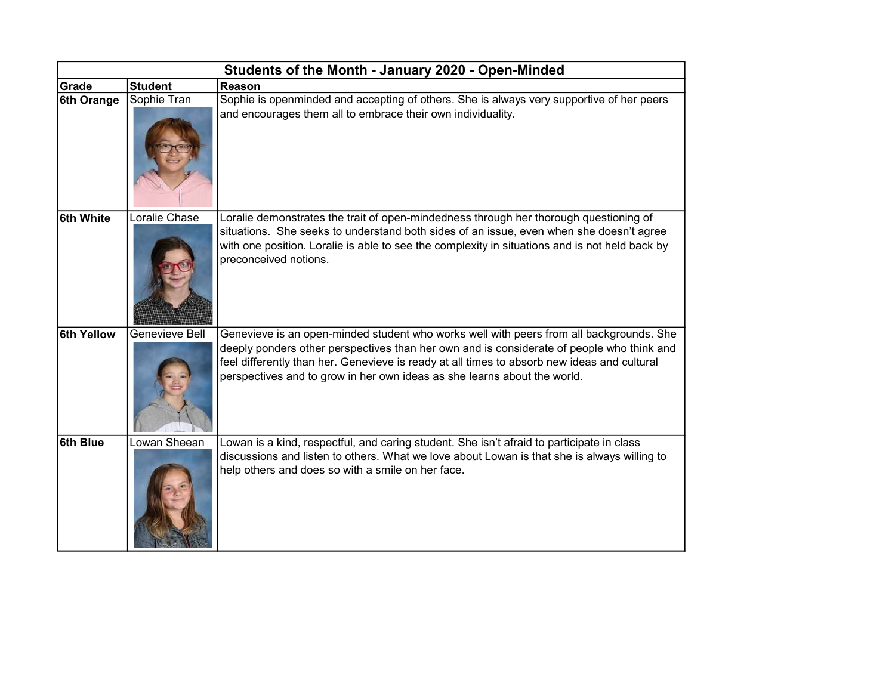| Students of the Month - January 2020 - Open-Minded | | |
|---|---|---|
| **Grade** | **Student** | **Reason** |
| **6th Orange** | Sophie Tran | Sophie is openminded and accepting of others. She is always very supportive of her peers and encourages them all to embrace their own individuality. |
| **6th White** | Loralie Chase | Loralie demonstrates the trait of open-mindedness through her thorough questioning of situations. She seeks to understand both sides of an issue, even when she doesn't agree with one position. Loralie is able to see the complexity in situations and is not held back by preconceived notions. |
| **6th Yellow** | Genevieve Bell | Genevieve is an open-minded student who works well with peers from all backgrounds. She deeply ponders other perspectives than her own and is considerate of people who think and feel differently than her. Genevieve is ready at all times to absorb new ideas and cultural perspectives and to grow in her own ideas as she learns about the world. |
| **6th Blue** | Lowan Sheean | Lowan is a kind, respectful, and caring student. She isn't afraid to participate in class discussions and listen to others. What we love about Lowan is that she is always willing to help others and does so with a smile on her face. |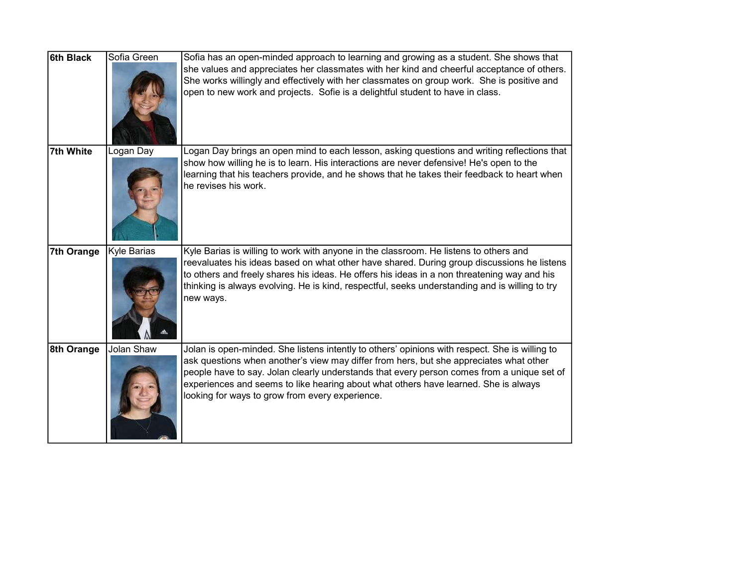| | | |
|---|---|---|
| **6th Black** | Sofia Green | Sofia has an open-minded approach to learning and growing as a student. She shows that she values and appreciates her classmates with her kind and cheerful acceptance of others. She works willingly and effectively with her classmates on group work. She is positive and open to new work and projects. Sofie is a delightful student to have in class. |
| **7th White** | Logan Day | Logan Day brings an open mind to each lesson, asking questions and writing reflections that show how willing he is to learn. His interactions are never defensive! He's open to the learning that his teachers provide, and he shows that he takes their feedback to heart when he revises his work. |
| **7th Orange** | Kyle Barias | Kyle Barias is willing to work with anyone in the classroom. He listens to others and reevaluates his ideas based on what other have shared. During group discussions he listens to others and freely shares his ideas. He offers his ideas in a non threatening way and his thinking is always evolving. He is kind, respectful, seeks understanding and is willing to try new ways. |
| **8th Orange** | Jolan Shaw | Jolan is open-minded. She listens intently to others' opinions with respect. She is willing to ask questions when another's view may differ from hers, but she appreciates what other people have to say. Jolan clearly understands that every person comes from a unique set of experiences and seems to like hearing about what others have learned. She is always looking for ways to grow from every experience. |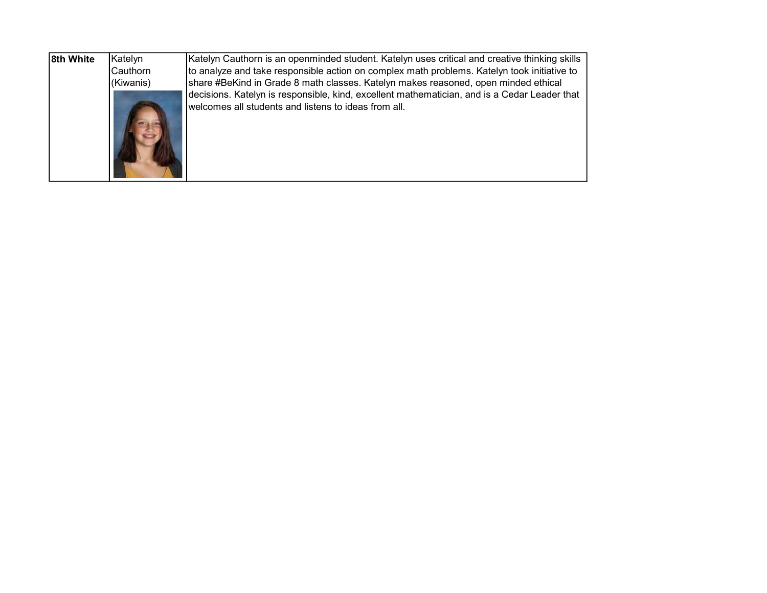| | | |
|---|---|---|
| **8th White** | Katelyn Cauthorn (Kiwanis) | Katelyn Cauthorn is an openminded student. Katelyn uses critical and creative thinking skills to analyze and take responsible action on complex math problems. Katelyn took initiative to share #BeKind in Grade 8 math classes. Katelyn makes reasoned, open minded ethical decisions. Katelyn is responsible, kind, excellent mathematician, and is a Cedar Leader that welcomes all students and listens to ideas from all. |